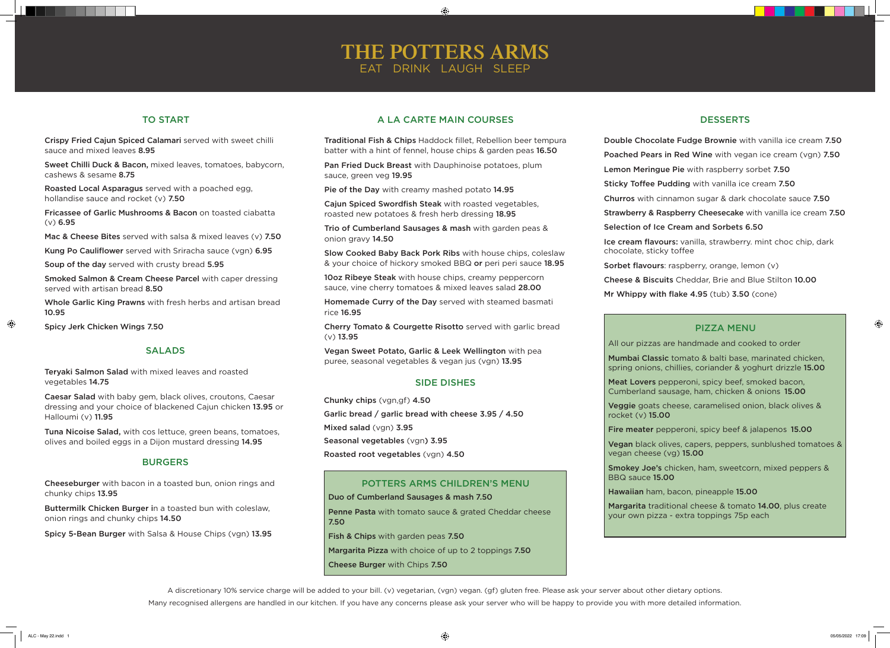# THE POTTERS ARMS

EAT DRINK LAUGH SLEEP

## TO START

**Crispy Fried Cajun Spiced Calamari** served with sweet chilli sauce and mixed leaves **8.95**

**Sweet Chilli Duck & Bacon,** mixed leaves, tomatoes, babycorn, cashews & sesame **8.75**

**Roasted Local Asparagus** served with a poached egg, hollandise sauce and rocket (v) **7.50**

**Fricassee of Garlic Mushrooms & Bacon** on toasted ciabatta (v) **6.95**

**Mac & Cheese Bites** served with salsa & mixed leaves (v) **7.50**

**Kung Po Cauliflower** served with Sriracha sauce (vgn) **6.95**

**Soup of the day** served with crusty bread **5.95**

**Smoked Salmon & Cream Cheese Parcel** with caper dressing served with artisan bread **8.50**

**Whole Garlic King Prawns** with fresh herbs and artisan bread **10.95**

**Spicy Jerk Chicken Wings 7.50**

## SALADS

**Teryaki Salmon Salad** with mixed leaves and roasted vegetables **14.75**

**Caesar Salad** with baby gem, black olives, croutons, Caesar dressing and your choice of blackened Cajun chicken **13.95** or Halloumi (v) **11.95**

**Tuna Nicoise Salad,** with cos lettuce, green beans, tomatoes, olives and boiled eggs in a Dijon mustard dressing **14.95**

## BURGERS

**Cheeseburger** with bacon in a toasted bun, onion rings and chunky chips **13.95**

**Buttermilk Chicken Burger i**n a toasted bun with coleslaw, onion rings and chunky chips **14.50**

**Spicy 5-Bean Burger** with Salsa & House Chips (vgn) **13.95**

## A LA CARTE MAIN COURSES

**Traditional Fish & Chips** Haddock fillet, Rebellion beer tempura batter with a hint of fennel, house chips & garden peas **16.50**

**Pan Fried Duck Breast** with Dauphinoise potatoes, plum sauce, green veg **19.95**

**Pie of the Day** with creamy mashed potato **14.95**

**Cajun Spiced Swordfish Steak** with roasted vegetables, roasted new potatoes & fresh herb dressing **18.95**

**Trio of Cumberland Sausages & mash** with garden peas & onion gravy **14.50**

**Slow Cooked Baby Back Pork Ribs** with house chips, coleslaw & your choice of hickory smoked BBQ **or** peri peri sauce **18.95**

**10oz Ribeye Steak** with house chips, creamy peppercorn sauce, vine cherry tomatoes & mixed leaves salad **28.00**

**Homemade Curry of the Day** served with steamed basmati rice **16.95**

**Cherry Tomato & Courgette Risotto** served with garlic bread (v) **13.95**

**Vegan Sweet Potato, Garlic & Leek Wellington** with pea puree, seasonal vegetables & vegan jus (vgn) **13.95**

## SIDE DISHES

**Chunky chips** (vgn,gf) **4.50**

**Garlic bread / garlic bread with cheese 3.95 / 4.50**

**Mixed salad** (vgn) **3.95**

**Seasonal vegetables** (vgn**) 3.95**

**Roasted root vegetables** (vgn) **4.50**

## POTTERS ARMS CHILDREN'S MENU

**Duo of Cumberland Sausages & mash 7.50**

**Penne Pasta** with tomato sauce & grated Cheddar cheese **7.50**

**Fish & Chips** with garden peas **7.50**

**Margarita Pizza** with choice of up to 2 toppings **7.50**

**Cheese Burger** with Chips **7.50**

## DESSERTS

**Double Chocolate Fudge Brownie** with vanilla ice cream **7.50**

**Poached Pears in Red Wine** with vegan ice cream (vgn) **7.50**

**Lemon Meringue Pie** with raspberry sorbet **7.50**

**Sticky Toffee Pudding** with vanilla ice cream **7.50**

**Churros** with cinnamon sugar & dark chocolate sauce **7.50**

**Strawberry & Raspberry Cheesecake** with vanilla ice cream **7.50**

**Selection of Ice Cream and Sorbets 6.50**

**Ice cream flavours:** vanilla, strawberry. mint choc chip, dark chocolate, sticky toffee

**Sorbet flavours**: raspberry, orange, lemon (v)

**Cheese & Biscuits** Cheddar, Brie and Blue Stilton **10.00**

**Mr Whippy with flake 4.95** (tub) **3.50** (cone)

## PIZZA MENU

All our pizzas are handmade and cooked to order

**Mumbai Classic** tomato & balti base, marinated chicken, spring onions, chillies, coriander & yoghurt drizzle **15.00**

**Meat Lovers** pepperoni, spicy beef, smoked bacon, Cumberland sausage, ham, chicken & onions **15.00**

**Veggie** goats cheese, caramelised onion, black olives & rocket (v) **15.00**

**Fire meater** pepperoni, spicy beef & jalapenos **15.00**

**Vegan** black olives, capers, peppers, sunblushed tomatoes & vegan cheese (vg) **15.00**

**Smokey Joe's** chicken, ham, sweetcorn, mixed peppers & BBQ sauce **15.00**

**Hawaiian** ham, bacon, pineapple **15.00**

**Margarita** traditional cheese & tomato **14.00**, plus create your own pizza - extra toppings 75p each

A discretionary 10% service charge will be added to your bill. (v) vegetarian, (vgn) vegan. (gf) gluten free. Please ask your server about other dietary options.

Many recognised allergens are handled in our kitchen. If you have any concerns please ask your server who will be happy to provide you with more detailed information.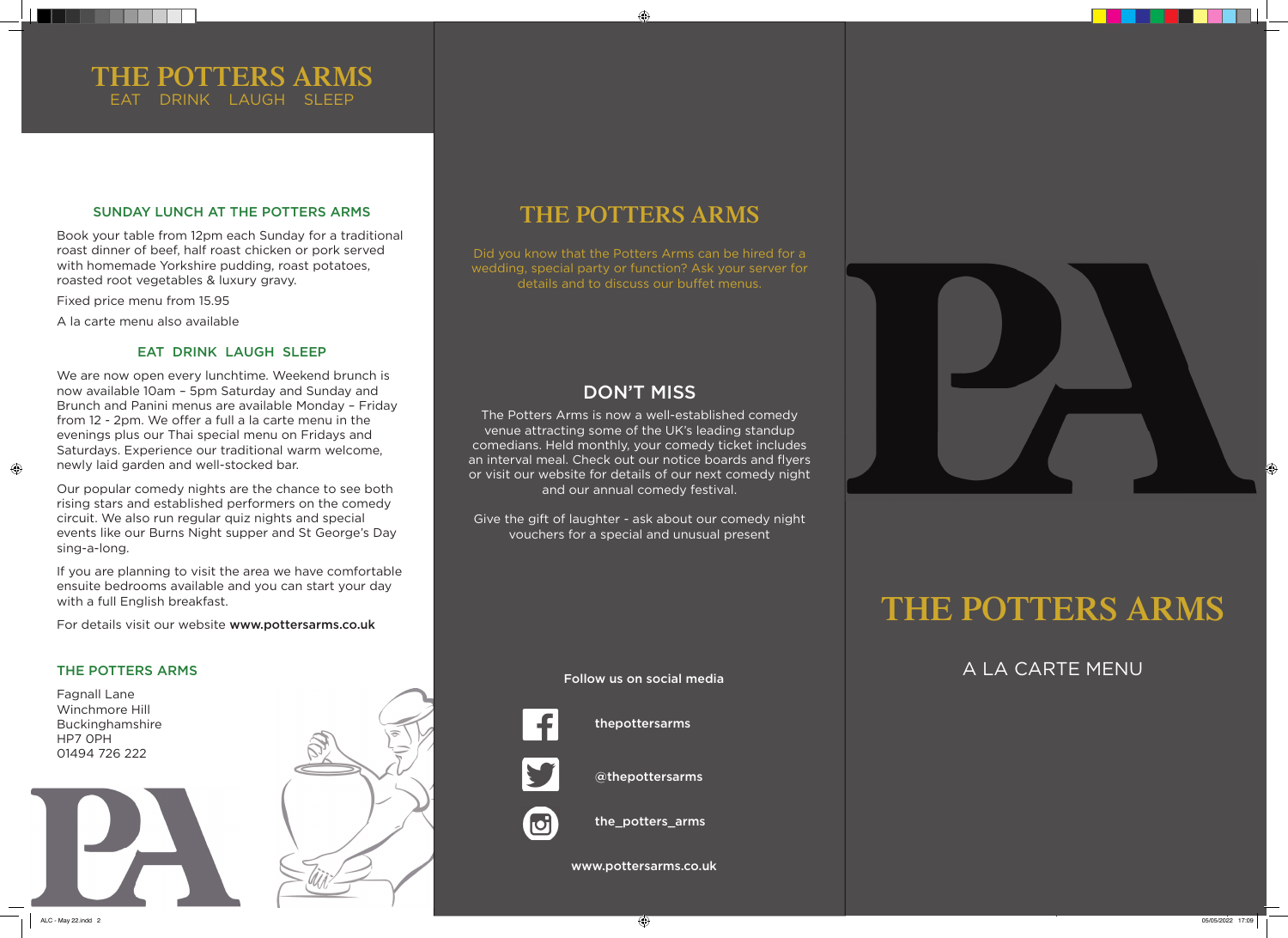# THE POTTERS ARMS

EAT DRINK LAUGH SLEEP

## SUNDAY LUNCH AT THE POTTERS ARMS

Book your table from 12pm each Sunday for a traditional roast dinner of beef, half roast chicken or pork served with homemade Yorkshire pudding, roast potatoes, roasted root vegetables & luxury gravy.

Fixed price menu from 15.95

A la carte menu also available

## EAT DRINK LAUGH SLEEP

We are now open every lunchtime. Weekend brunch is now available 10am – 5pm Saturday and Sunday and Brunch and Panini menus are available Monday – Friday from 12 - 2pm. We offer a full a la carte menu in the evenings plus our Thai special menu on Fridays and Saturdays. Experience our traditional warm welcome, newly laid garden and well-stocked bar.

Our popular comedy nights are the chance to see both rising stars and established performers on the comedy circuit. We also run regular quiz nights and special events like our Burns Night supper and St George's Day sing-a-long.

If you are planning to visit the area we have comfortable ensuite bedrooms available and you can start your day with a full English breakfast.

For details visit our website **www.pottersarms.co.uk**

## THE POTTERS ARMS

Fagnall Lane
Winchmore Hill
Buckinghamshire
HP7 0PH
01494 726 222

# THE POTTERS ARMS

Did you know that the Potters Arms can be hired for a wedding, special party or function? Ask your server for details and to discuss our buffet menus.

## DON'T MISS

The Potters Arms is now a well-established comedy venue attracting some of the UK's leading standup comedians. Held monthly, your comedy ticket includes an interval meal. Check out our notice boards and flyers or visit our website for details of our next comedy night and our annual comedy festival.

Give the gift of laughter - ask about our comedy night vouchers for a special and unusual present

**Follow us on social media**

**thepottersarms**

**@thepottersarms**

**the_potters_arms**

**www.pottersarms.co.uk**

# THE POTTERS ARMS

## A LA CARTE MENU